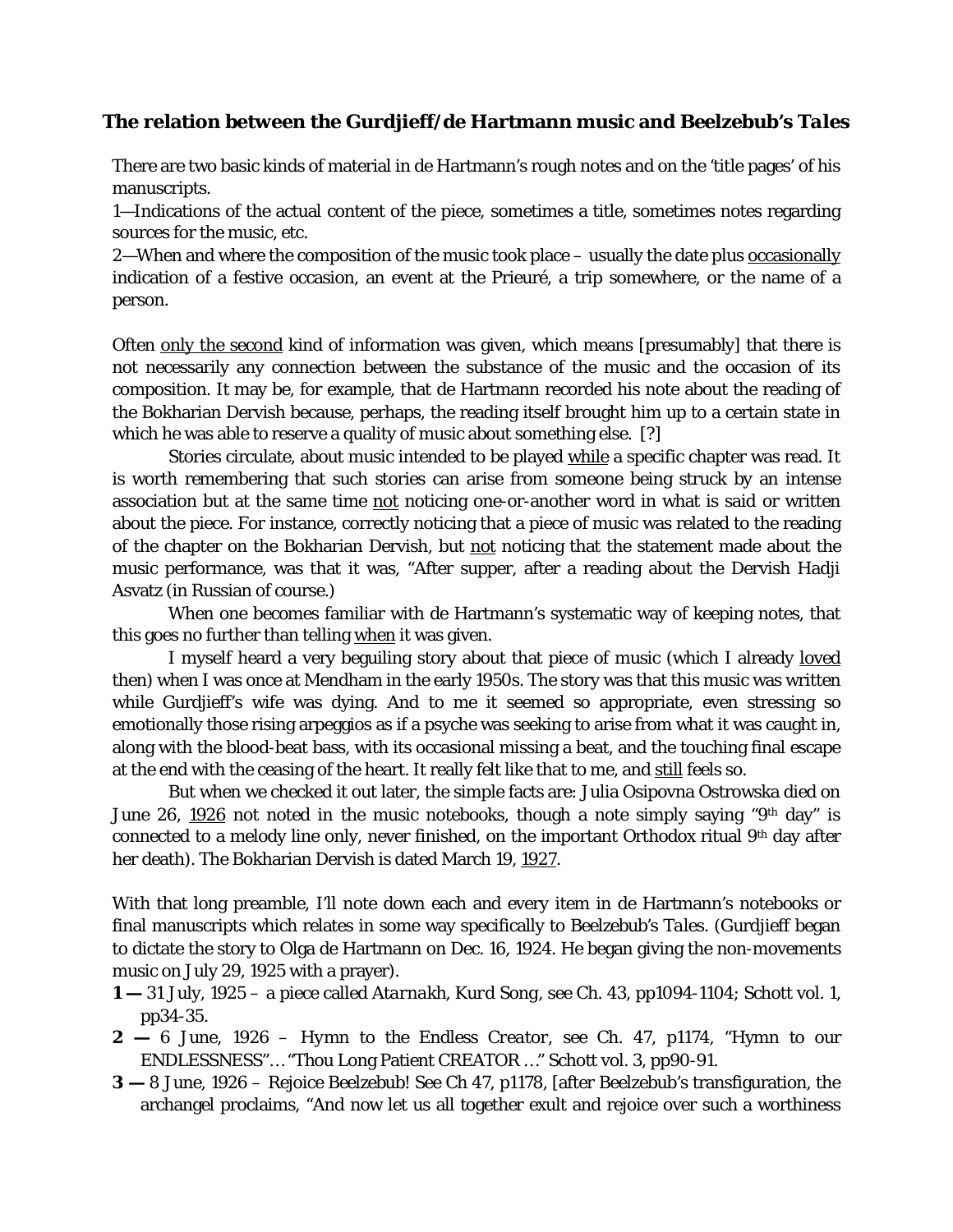### **The relation between the Gurdjieff/de Hartmann music and Beelzebub's *Tales***

There are two basic kinds of material in de Hartmann's rough notes and on the 'title pages' of his manuscripts.

1—Indications of the actual content of the piece, sometimes a title, sometimes notes regarding sources for the music, etc.

2—When and where the composition of the music took place – usually the date plus <u>occasionally</u> indication of a festive occasion, an event at the Prieuré, a trip somewhere, or the name of a person.

Often <u>only the second</u> kind of information was given, which means [presumably] that there is not necessarily any connection between the substance of the music and the occasion of its composition. It may be, for example, that de Hartmann recorded his note about the reading of the Bokharian Dervish because, perhaps, the reading itself brought him up to a certain state in which he was able to reserve a quality of music about something else. [?]

Stories circulate, about music intended to be played <u>while</u> a specific chapter was read. It is worth remembering that such stories can arise from someone being struck by an intense association but at the same time <u>not</u> noticing one-or-another word in what is said or written about the piece. For instance, correctly noticing that a piece of music was related to the reading of the chapter on the Bokharian Dervish, but <u>not</u> noticing that the statement made about the music performance, was that it was, "After supper, after a reading about the Dervish Hadji Asvatz (in Russian of course.)

When one becomes familiar with de Hartmann's systematic way of keeping notes, that this goes no further than telling <u>when</u> it was given.

I myself heard a very beguiling story about that piece of music (which I already <u>loved</u> then) when I was once at Mendham in the early 1950s. The story was that this music was written while Gurdjieff's wife was dying. And to me it seemed so appropriate, even stressing so emotionally those rising arpeggios as if a psyche was seeking to arise from what it was caught in, along with the blood-beat bass, with its occasional missing a beat, and the touching final escape at the end with the ceasing of the heart. It really felt like that to me, and <u>still</u> feels so.

But when we checked it out later, the simple facts are: Julia Osipovna Ostrowska died on June 26, <u>1926</u> not noted in the music notebooks, though a note simply saying "9th day" is connected to a melody line only, never finished, on the important Orthodox ritual 9th day after her death). The Bokharian Dervish is dated March 19, <u>1927</u>.

With that long preamble, I'll note down each and every item in de Hartmann's notebooks or final manuscripts which relates in some way specifically to Beelzebub's *Tales*. (Gurdjieff began to dictate the story to Olga de Hartmann on Dec. 16, 1924. He began giving the non-movements music on July 29, 1925 with a prayer).

**1 —** 31 July, 1925 – a piece called *Atarnakh, Kurd Song*, see Ch. 43, pp1094-1104; Schott vol. 1, pp34-35.

**2 —** 6 June, 1926 – *Hymn to the Endless Creator*, see Ch. 47, p1174, "Hymn to our ENDLESSNESS"… "Thou Long Patient CREATOR …" Schott vol. 3, pp90-91.

**3 —** 8 June, 1926 – Rejoice Beelzebub! See Ch 47, p1178, [after Beelzebub's transfiguration, the archangel proclaims, "And now let us all together exult and rejoice over such a worthiness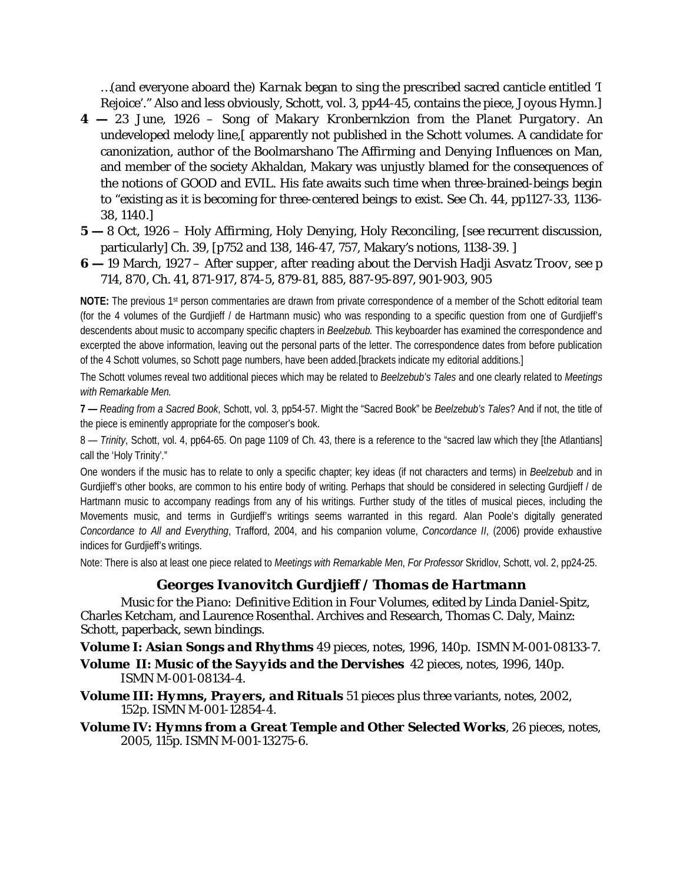…(and everyone aboard the) *Karnak* began to sing the prescribed sacred canticle entitled 'I Rejoice'." Also and less obviously, Schott, vol. 3, pp44-45, contains the piece, *Joyous Hymn*.]

**4 —** 23 June, 1926 – *Song of Makary Kronbernkzion from the Planet Purgatory*. An undeveloped melody line,[ apparently not published in the Schott volumes. A candidate for canonization, author of the Boolmarshano *The Affirming and Denying Influences on Man*, and member of the society Akhaldan, Makary was unjustly blamed for the consequences of the notions of GOOD and EVIL. His fate awaits such time when three-brained-beings begin to "existing as it is becoming for three-centered beings to exist. See Ch. 44, pp1127-33, 1136-38, 1140.]

**5 —** 8 Oct, 1926 – *Holy Affirming, Holy Denying, Holy Reconciling*, [see recurrent discussion, particularly] Ch. 39, [p752 and 138, 146-47, 757, Makary's notions, 1138-39. ]

**6 —** 19 March, 1927 – *After supper, after reading about the Dervish Hadji Asvatz Troov*, see p 714, 870, Ch. 41, 871-917, 874-5, 879-81, 885, 887-95-897, 901-903, 905

**NOTE:** The previous 1st person commentaries are drawn from private correspondence of a member of the Schott editorial team (for the 4 volumes of the Gurdjieff / de Hartmann music) who was responding to a specific question from one of Gurdjieff's descendents about music to accompany specific chapters in *Beelzebub.* This keyboarder has examined the correspondence and excerpted the above information, leaving out the personal parts of the letter. The correspondence dates from before publication of the 4 Schott volumes, so Schott page numbers, have been added.[brackets indicate my editorial additions.]

The Schott volumes reveal two additional pieces which may be related to *Beelzebub's Tales* and one clearly related to *Meetings with Remarkable Men.*

**7 —** *Reading from a Sacred Book*, Schott, vol. 3, pp54-57. Might the "Sacred Book" be *Beelzebub's Tales*? And if not, the title of the piece is eminently appropriate for the composer's book.

8 — *Trinity*, Schott, vol. 4, pp64-65. On page 1109 of Ch. 43, there is a reference to the "sacred law which they [the Atlantians] call the 'Holy Trinity'."

One wonders if the music has to relate to only a specific chapter; key ideas (if not characters and terms) in *Beelzebub* and in Gurdjieff's other books, are common to his entire body of writing. Perhaps that should be considered in selecting Gurdjieff / de Hartmann music to accompany readings from any of his writings. Further study of the titles of musical pieces, including the Movements music, and terms in Gurdjieff's writings seems warranted in this regard. Alan Poole's digitally generated *Concordance to All and Everything*, Trafford, 2004, and his companion volume, *Concordance II*, (2006) provide exhaustive indices for Gurdjieff's writings.

Note: There is also at least one piece related to *Meetings with Remarkable Men*, *For Professor* Skridlov, Schott, vol. 2, pp24-25.

## Georges Ivanovitch Gurdjieff / Thomas de Hartmann

*Music for the Piano: Definitive Edition in Four Volumes*, edited by Linda Daniel-Spitz, Charles Ketcham, and Laurence Rosenthal. Archives and Research, Thomas C. Daly, Mainz: Schott, paperback, sewn bindings.

**Volume I: *Asian Songs and Rhythms*** 49 pieces, notes, 1996, 140p. ISMN M-001-08133-7.

**Volume II: *Music of the Sayyids and the Dervishes*** 42 pieces, notes, 1996, 140p. ISMN M-001-08134-4.

**Volume III: *Hymns, Prayers, and Rituals*** 51 pieces plus three variants, notes, 2002, 152p. ISMN M-001-12854-4.

**Volume IV: *Hymns from a Great Temple and Other Selected Works***, 26 pieces, notes, 2005, 115p. ISMN M-001-13275-6.